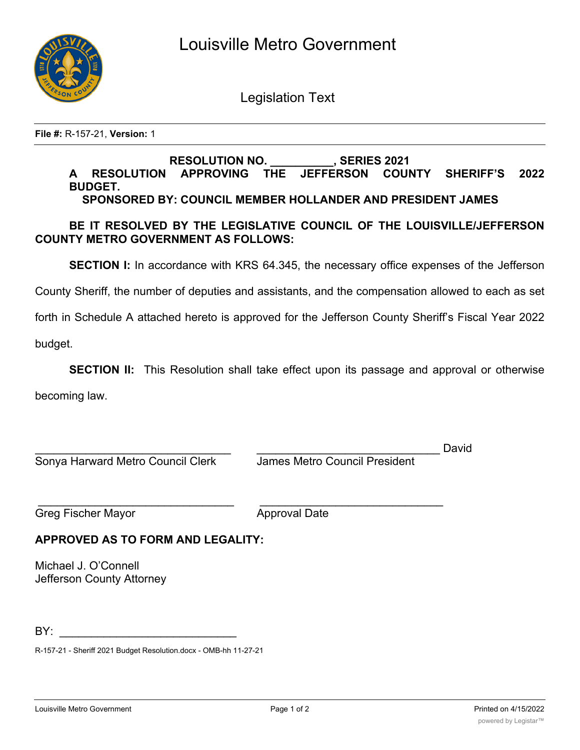# Louisville Metro Government

## Legislation Text

**File #:** R-157-21, **Version:** 1

**RESOLUTION NO. __________, SERIES 2021**

**A RESOLUTION APPROVING THE JEFFERSON COUNTY SHERIFF'S 2022 BUDGET.**

**SPONSORED BY: COUNCIL MEMBER HOLLANDER AND PRESIDENT JAMES**

**BE IT RESOLVED BY THE LEGISLATIVE COUNCIL OF THE LOUISVILLE/JEFFERSON COUNTY METRO GOVERNMENT AS FOLLOWS:**

**SECTION I:** In accordance with KRS 64.345, the necessary office expenses of the Jefferson County Sheriff, the number of deputies and assistants, and the compensation allowed to each as set forth in Schedule A attached hereto is approved for the Jefferson County Sheriff's Fiscal Year 2022 budget.

**SECTION II:** This Resolution shall take effect upon its passage and approval or otherwise becoming law.

_______________________________ Sonya Harward Metro Council Clerk

_____________________________ David James Metro Council President

_______________________________ Greg Fischer Mayor

_____________________________ Approval Date

**APPROVED AS TO FORM AND LEGALITY:**

Michael J. O'Connell
Jefferson County Attorney

BY: ____________________________

R-157-21 - Sheriff 2021 Budget Resolution.docx - OMB-hh 11-27-21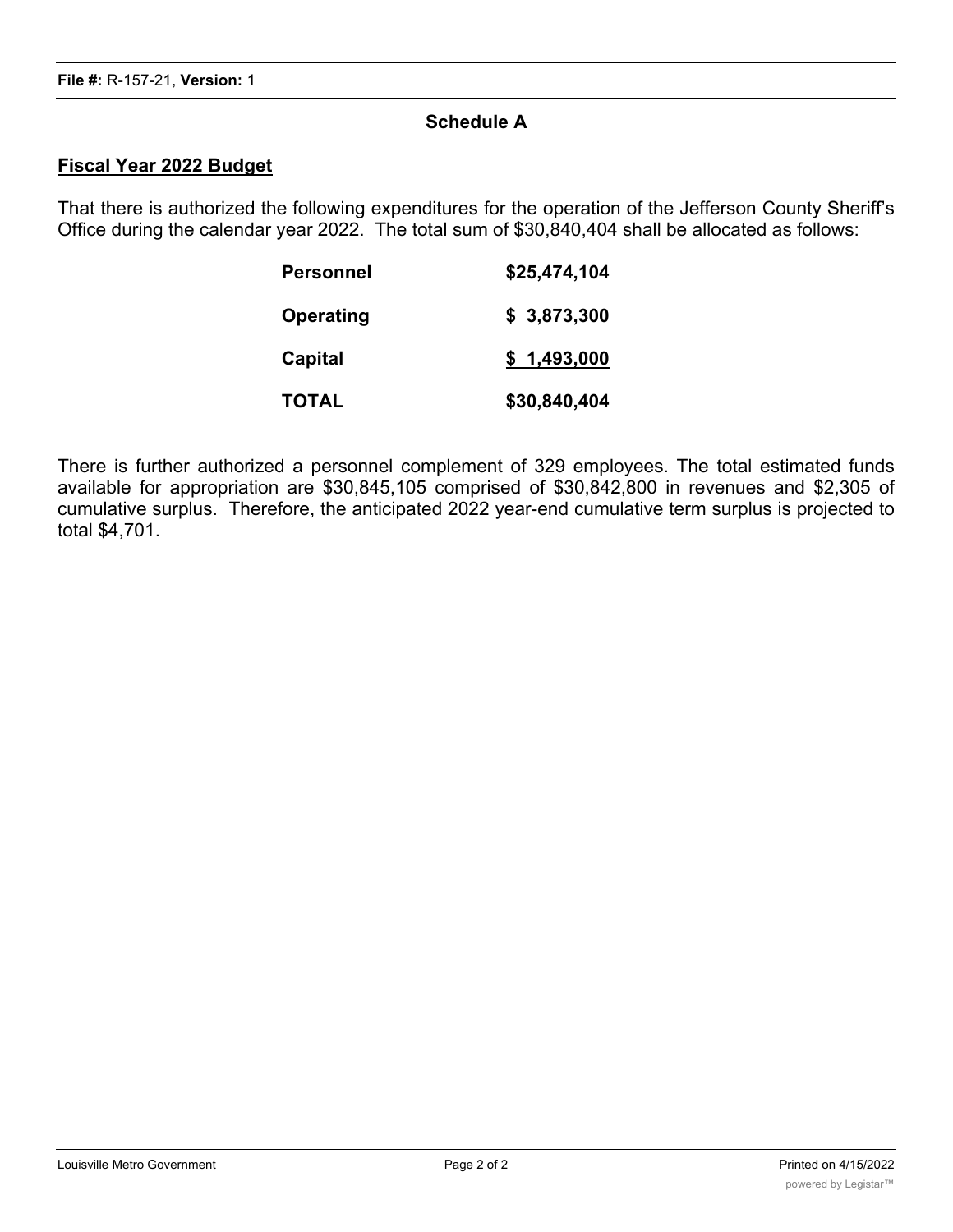## Schedule A

**Fiscal Year 2022 Budget**

That there is authorized the following expenditures for the operation of the Jefferson County Sheriff's Office during the calendar year 2022. The total sum of $30,840,404 shall be allocated as follows:

| | |
|---|---|
| **Personnel** | **$25,474,104** |
| **Operating** | **$ 3,873,300** |
| **Capital** | **$ 1,493,000** |
| **TOTAL** | **$30,840,404** |

There is further authorized a personnel complement of 329 employees. The total estimated funds available for appropriation are $30,845,105 comprised of $30,842,800 in revenues and $2,305 of cumulative surplus. Therefore, the anticipated 2022 year-end cumulative term surplus is projected to total $4,701.